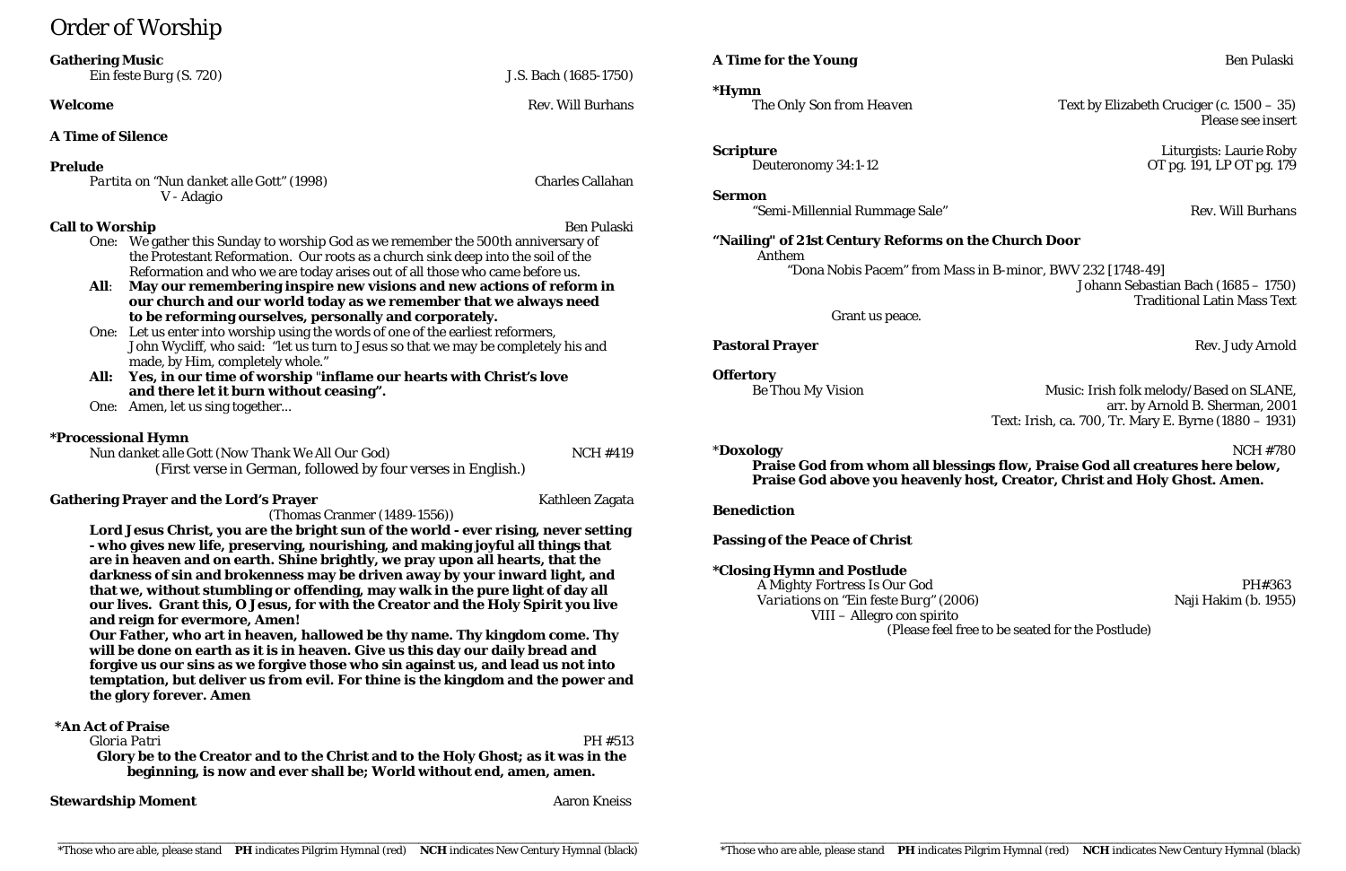# Order of Worship

**Gathering Music**
*Ein feste Burg* (S. 720) — J.S. Bach (1685-1750)

**Welcome** — Rev. Will Burhans

**A Time of Silence**

**Prelude**
*Partita on "Nun danket alle Gott"* (1998) — Charles Callahan
V - Adagio

**Call to Worship** — Ben Pulaski

One: We gather this Sunday to worship God as we remember the 500th anniversary of the Protestant Reformation. Our roots as a church sink deep into the soil of the Reformation and who we are today arises out of all those who came before us.

**All: May our remembering inspire new visions and new actions of reform in our church and our world today as we remember that we always need to be reforming ourselves, personally and corporately.**

One: Let us enter into worship using the words of one of the earliest reformers, John Wycliff, who said: "let us turn to Jesus so that we may be completely his and made, by Him, completely whole."

**All: Yes, in our time of worship "inflame our hearts with Christ's love and there let it burn without ceasing".**

One: Amen, let us sing together...

**\*Processional Hymn**
*Nun danket alle Gott (Now Thank We All Our God)* — NCH #419
(First verse in German, followed by four verses in English.)

**Gathering Prayer and the Lord's Prayer** — Kathleen Zagata
(Thomas Cranmer (1489-1556))

**Lord Jesus Christ, you are the bright sun of the world - ever rising, never setting - who gives new life, preserving, nourishing, and making joyful all things that are in heaven and on earth. Shine brightly, we pray upon all hearts, that the darkness of sin and brokenness may be driven away by your inward light, and that we, without stumbling or offending, may walk in the pure light of day all our lives. Grant this, O Jesus, for with the Creator and the Holy Spirit you live and reign for evermore, Amen!**

**Our Father, who art in heaven, hallowed be thy name. Thy kingdom come. Thy will be done on earth as it is in heaven. Give us this day our daily bread and forgive us our sins as we forgive those who sin against us, and lead us not into temptation, but deliver us from evil. For thine is the kingdom and the power and the glory forever. Amen**

**\*An Act of Praise**
*Gloria Patri* — PH #513

**Glory be to the Creator and to the Christ and to the Holy Ghost; as it was in the beginning, is now and ever shall be; World without end, amen, amen.**

**Stewardship Moment** — Aaron Kneiss

**A Time for the Young** — Ben Pulaski

**\*Hymn**
*The Only Son from Heaven* — Text by Elizabeth Cruciger (c. 1500 – 35)
Please see insert

**Scripture** — Liturgists: Laurie Roby
Deuteronomy 34:1-12 — OT pg. 191, LP OT pg. 179

**Sermon**
"Semi-Millennial Rummage Sale" — Rev. Will Burhans

**"Nailing" of 21st Century Reforms on the Church Door**

Anthem
"Dona Nobis Pacem" from *Mass in B-minor*, BWV 232 [1748-49]
Johann Sebastian Bach (1685 – 1750)
Traditional Latin Mass Text

Grant us peace.

**Pastoral Prayer** — Rev. Judy Arnold

**Offertory**
*Be Thou My Vision* — Music: Irish folk melody/Based on SLANE, arr. by Arnold B. Sherman, 2001
Text: Irish, ca. 700, Tr. Mary E. Byrne (1880 – 1931)

**\*Doxology** — NCH #780

**Praise God from whom all blessings flow, Praise God all creatures here below, Praise God above you heavenly host, Creator, Christ and Holy Ghost. Amen.**

**Benediction**

**Passing of the Peace of Christ**

**\*Closing Hymn and Postlude**
A Mighty Fortress Is Our God — PH#363
*Variations on "Ein feste Burg"* (2006) — Naji Hakim (b. 1955)
VIII – Allegro con spirito
(Please feel free to be seated for the Postlude)

\*Those who are able, please stand **PH** indicates Pilgrim Hymnal (red) **NCH** indicates New Century Hymnal (black)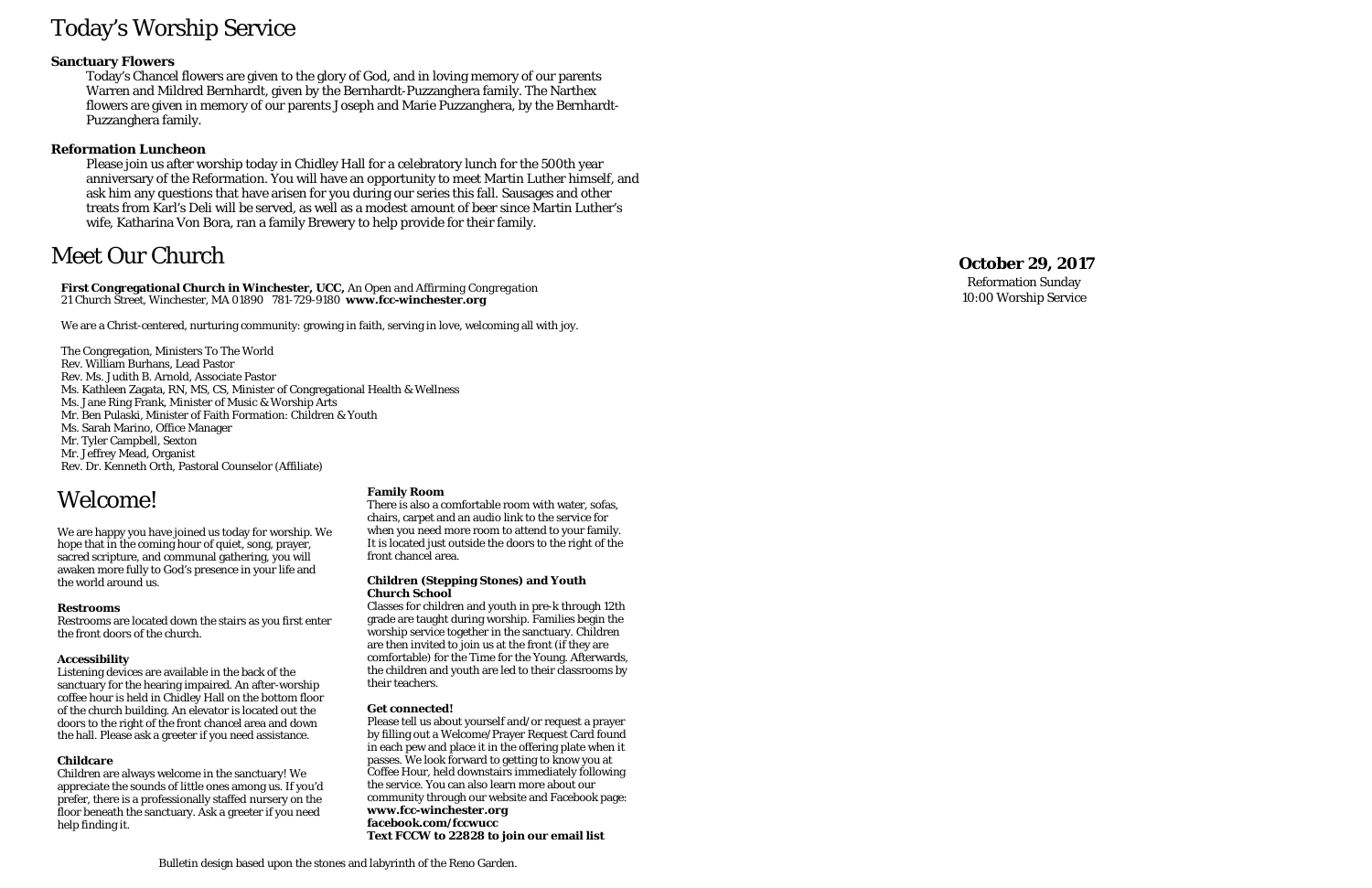# Today's Worship Service

**Sanctuary Flowers**

Today's Chancel flowers are given to the glory of God, and in loving memory of our parents Warren and Mildred Bernhardt, given by the Bernhardt-Puzzanghera family. The Narthex flowers are given in memory of our parents Joseph and Marie Puzzanghera, by the Bernhardt-Puzzanghera family.

**Reformation Luncheon**

Please join us after worship today in Chidley Hall for a celebratory lunch for the 500th year anniversary of the Reformation. You will have an opportunity to meet Martin Luther himself, and ask him any questions that have arisen for you during our series this fall. Sausages and other treats from Karl's Deli will be served, as well as a modest amount of beer since Martin Luther's wife, Katharina Von Bora, ran a family Brewery to help provide for their family.

# Meet Our Church

**First Congregational Church in Winchester, UCC,** An Open and Affirming Congregation
21 Church Street, Winchester, MA 01890 781-729-9180 **www.fcc-winchester.org**

We are a Christ-centered, nurturing community: growing in faith, serving in love, welcoming all with joy.

The Congregation, Ministers To The World
Rev. William Burhans, Lead Pastor
Rev. Ms. Judith B. Arnold, Associate Pastor
Ms. Kathleen Zagata, RN, MS, CS, Minister of Congregational Health & Wellness
Ms. Jane Ring Frank, Minister of Music & Worship Arts
Mr. Ben Pulaski, Minister of Faith Formation: Children & Youth
Ms. Sarah Marino, Office Manager
Mr. Tyler Campbell, Sexton
Mr. Jeffrey Mead, Organist
Rev. Dr. Kenneth Orth, Pastoral Counselor (Affiliate)

# Welcome!

We are happy you have joined us today for worship. We hope that in the coming hour of quiet, song, prayer, sacred scripture, and communal gathering, you will awaken more fully to God's presence in your life and the world around us.

**Restrooms**

Restrooms are located down the stairs as you first enter the front doors of the church.

**Accessibility**

Listening devices are available in the back of the sanctuary for the hearing impaired. An after-worship coffee hour is held in Chidley Hall on the bottom floor of the church building. An elevator is located out the doors to the right of the front chancel area and down the hall. Please ask a greeter if you need assistance.

**Childcare**

Children are always welcome in the sanctuary! We appreciate the sounds of little ones among us. If you'd prefer, there is a professionally staffed nursery on the floor beneath the sanctuary. Ask a greeter if you need help finding it.

**Family Room**

There is also a comfortable room with water, sofas, chairs, carpet and an audio link to the service for when you need more room to attend to your family. It is located just outside the doors to the right of the front chancel area.

**Children (Stepping Stones) and Youth Church School**

Classes for children and youth in pre-k through 12th grade are taught during worship. Families begin the worship service together in the sanctuary. Children are then invited to join us at the front (if they are comfortable) for the Time for the Young. Afterwards, the children and youth are led to their classrooms by their teachers.

**Get connected!**

Please tell us about yourself and/or request a prayer by filling out a Welcome/Prayer Request Card found in each pew and place it in the offering plate when it passes. We look forward to getting to know you at Coffee Hour, held downstairs immediately following the service. You can also learn more about our community through our website and Facebook page:
**www.fcc-winchester.org**
**facebook.com/fccwucc**
**Text FCCW to 22828 to join our email list**

Bulletin design based upon the stones and labyrinth of the Reno Garden.

**October 29, 2017**
Reformation Sunday
10:00 Worship Service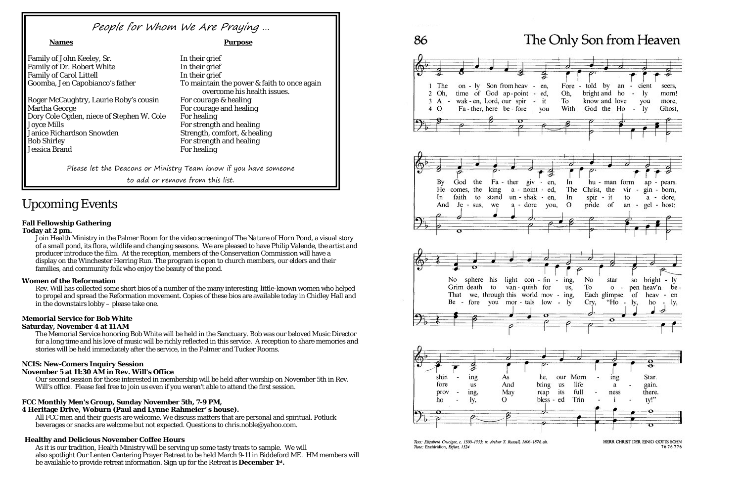## *People for Whom We Are Praying ...*

| **Names** | **Purpose** |
|---|---|
| Family of John Keeley, Sr. | In their grief |
| Family of Dr. Robert White | In their grief |
| Family of Carol Littell | In their grief |
| Goomba, Jen Capobianco's father | To maintain the power & faith to once again overcome his health issues. |
| Roger McCaughtry, Laurie Roby's cousin | For courage & healing |
| Martha George | For courage and healing |
| Dory Cole Ogden, niece of Stephen W. Cole | For healing |
| Joyce Mills | For strength and healing |
| Janice Richardson Snowden | Strength, comfort, & healing |
| Bob Shirley | For strength and healing |
| Jessica Brand | For healing |

*Please let the Deacons or Ministry Team know if you have someone to add or remove from this list.*

# Upcoming Events

**Fall Fellowship Gathering**
**Today at 2 pm.**

Join Health Ministry in the Palmer Room for the video screening of The *Nature* of Horn Pond, a visual story of a small pond, its flora, wildlife and changing seasons. We are pleased to have Philip Valende, the artist and producer introduce the film. At the reception, members of the Conservation Commission will have a display on the Winchester Herring Run. The program is open to church members, our elders and their families, and community folk who enjoy the beauty of the pond.

**Women of the Reformation**

Rev. Will has collected some short bios of a number of the many interesting, little-known women who helped to propel and spread the Reformation movement. Copies of these bios are available today in Chidley Hall and in the downstairs lobby – please take one.

**Memorial Service for Bob White**
**Saturday, November 4 at 11AM**

The Memorial Service honoring Bob White will be held in the Sanctuary. Bob was our beloved Music Director for a long time and his love of music will be richly reflected in this service. A reception to share memories and stories will be held immediately after the service, in the Palmer and Tucker Rooms.

**NCIS: New-Comers Inquiry Session**
**November 5 at 11:30 AM in Rev. Will's Office**

Our second session for those interested in membership will be held after worship on November 5th in Rev. Will's office. Please feel free to join us even if you weren't able to attend the first session.

**FCC Monthly Men's Group, Sunday November 5th, 7-9 PM,**
**4 Heritage Drive, Woburn (Paul and Lynne Rahmeier' s house).**

All FCC men and their guests are welcome. We discuss matters that are personal and spiritual. Potluck beverages or snacks are welcome but not expected. Questions to chris.noble@yahoo.com.

**Healthy and Delicious November Coffee Hours**

As it is our tradition, Health Ministry will be serving up some tasty treats to sample. We will also spotlight Our Lenten Centering Prayer Retreat to be held March 9-11 in Biddeford ME. HM members will be available to provide retreat information. Sign up for the Retreat is **December 1st.**

## 86 The Only Son from Heaven

1 The only Son from heaven, Foretold by ancient seers, By God the Father given, In human form appears. No sphere his light confining, No star so brightly shining As he, our Morning Star.

2 Oh, time of God appointed, Oh, bright and holy morn! He comes, the king anointed, The Christ, the virgin-born, Grim death to vanquish for us, To open heav'n before us And bring us life again.

3 Awaken, Lord, our spirit To know and love you more, In faith to stand unshaken, In spirit to adore, That we, through this world moving, Each glimpse of heaven proving, May reap its fullness there.

4 O Father, here before you With God the Holy Ghost, And Jesus, we adore you, O pride of angel-host: Before you mortals lowly Cry, "Holy, holy, holy, O blessed Trinity!"

Text: Elizabeth Cruciger, c. 1500–1535; tr. Arthur T. Russell, 1806–1874, alt.
Tune: Enchiridion, Erfurt, 1524

HERR CHRIST DER EINIG GOTTS SOHN
76 76 776